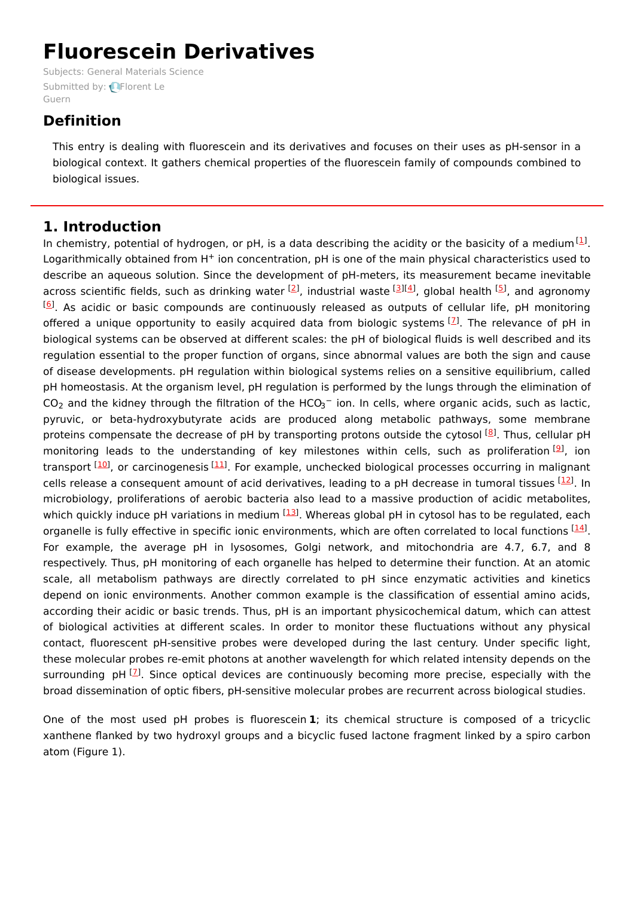# Fluorescein Derivatives

Subjects: General Materials Science

Submitted by: Florent Le Guern

## Definition

This entry is dealing with fluorescein and its derivatives and focuses on their uses as pH-sensor in a biological context. It gathers chemical properties of the fluorescein family of compounds combined to biological issues.

## 1. Introduction

In chemistry, potential of hydrogen, or pH, is a data describing the acidity or the basicity of a medium [1]. Logarithmically obtained from $H^+$ ion concentration, pH is one of the main physical characteristics used to describe an aqueous solution. Since the development of pH-meters, its measurement became inevitable across scientific fields, such as drinking water [2], industrial waste [3][4], global health [5], and agronomy [6]. As acidic or basic compounds are continuously released as outputs of cellular life, pH monitoring offered a unique opportunity to easily acquired data from biologic systems [7]. The relevance of pH in biological systems can be observed at different scales: the pH of biological fluids is well described and its regulation essential to the proper function of organs, since abnormal values are both the sign and cause of disease developments. pH regulation within biological systems relies on a sensitive equilibrium, called pH homeostasis. At the organism level, pH regulation is performed by the lungs through the elimination of $CO_2$ and the kidney through the filtration of the $HCO_3^-$ ion. In cells, where organic acids, such as lactic, pyruvic, or beta-hydroxybutyrate acids are produced along metabolic pathways, some membrane proteins compensate the decrease of pH by transporting protons outside the cytosol [8]. Thus, cellular pH monitoring leads to the understanding of key milestones within cells, such as proliferation [9], ion transport [10], or carcinogenesis [11]. For example, unchecked biological processes occurring in malignant cells release a consequent amount of acid derivatives, leading to a pH decrease in tumoral tissues [12]. In microbiology, proliferations of aerobic bacteria also lead to a massive production of acidic metabolites, which quickly induce pH variations in medium [13]. Whereas global pH in cytosol has to be regulated, each organelle is fully effective in specific ionic environments, which are often correlated to local functions [14]. For example, the average pH in lysosomes, Golgi network, and mitochondria are 4.7, 6.7, and 8 respectively. Thus, pH monitoring of each organelle has helped to determine their function. At an atomic scale, all metabolism pathways are directly correlated to pH since enzymatic activities and kinetics depend on ionic environments. Another common example is the classification of essential amino acids, according their acidic or basic trends. Thus, pH is an important physicochemical datum, which can attest of biological activities at different scales. In order to monitor these fluctuations without any physical contact, fluorescent pH-sensitive probes were developed during the last century. Under specific light, these molecular probes re-emit photons at another wavelength for which related intensity depends on the surrounding pH [7]. Since optical devices are continuously becoming more precise, especially with the broad dissemination of optic fibers, pH-sensitive molecular probes are recurrent across biological studies.

One of the most used pH probes is fluorescein **1**; its chemical structure is composed of a tricyclic xanthene flanked by two hydroxyl groups and a bicyclic fused lactone fragment linked by a spiro carbon atom (Figure 1).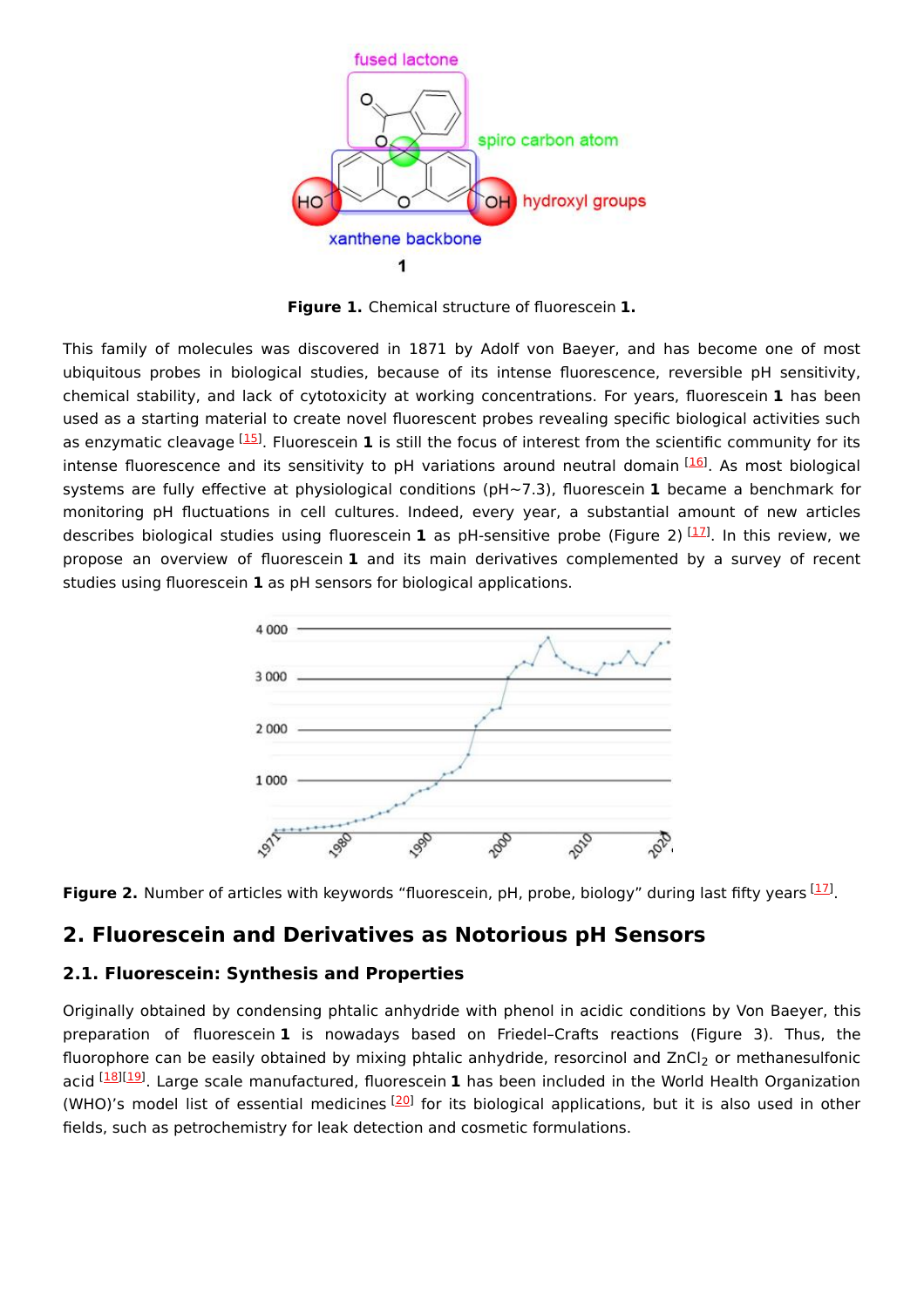**Figure 1.** Chemical structure of fluorescein **1.**

This family of molecules was discovered in 1871 by Adolf von Baeyer, and has become one of most ubiquitous probes in biological studies, because of its intense fluorescence, reversible pH sensitivity, chemical stability, and lack of cytotoxicity at working concentrations. For years, fluorescein **1** has been used as a starting material to create novel fluorescent probes revealing specific biological activities such as enzymatic cleavage [15]. Fluorescein **1** is still the focus of interest from the scientific community for its intense fluorescence and its sensitivity to pH variations around neutral domain [16]. As most biological systems are fully effective at physiological conditions (pH~7.3), fluorescein **1** became a benchmark for monitoring pH fluctuations in cell cultures. Indeed, every year, a substantial amount of new articles describes biological studies using fluorescein **1** as pH-sensitive probe (Figure 2) [17]. In this review, we propose an overview of fluorescein **1** and its main derivatives complemented by a survey of recent studies using fluorescein **1** as pH sensors for biological applications.

**Figure 2.** Number of articles with keywords "fluorescein, pH, probe, biology" during last fifty years [17].

## 2. Fluorescein and Derivatives as Notorious pH Sensors

### 2.1. Fluorescein: Synthesis and Properties

Originally obtained by condensing phtalic anhydride with phenol in acidic conditions by Von Baeyer, this preparation of fluorescein **1** is nowadays based on Friedel–Crafts reactions (Figure 3). Thus, the fluorophore can be easily obtained by mixing phtalic anhydride, resorcinol and $ZnCl_2$ or methanesulfonic acid [18][19]. Large scale manufactured, fluorescein **1** has been included in the World Health Organization (WHO)'s model list of essential medicines [20] for its biological applications, but it is also used in other fields, such as petrochemistry for leak detection and cosmetic formulations.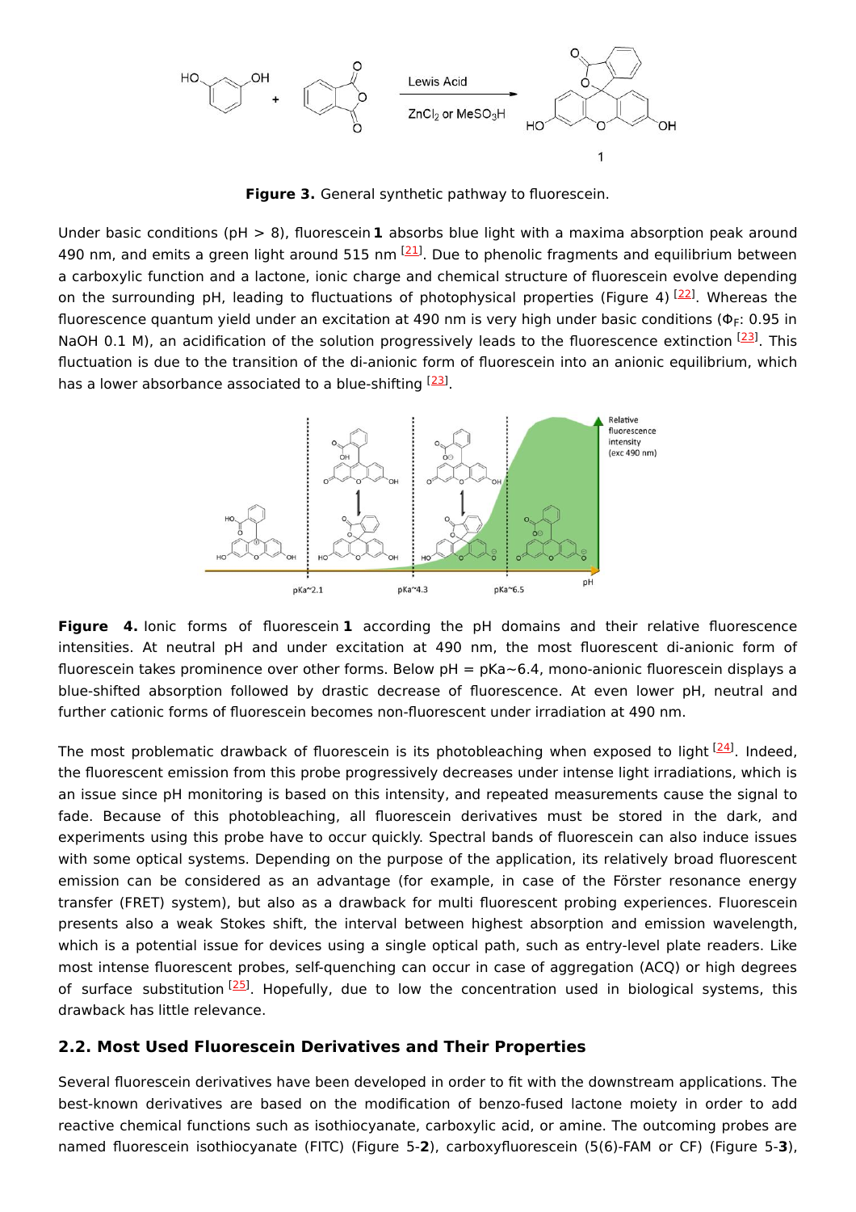**Figure 3.** General synthetic pathway to fluorescein.

Under basic conditions (pH > 8), fluorescein **1** absorbs blue light with a maxima absorption peak around 490 nm, and emits a green light around 515 nm [21]. Due to phenolic fragments and equilibrium between a carboxylic function and a lactone, ionic charge and chemical structure of fluorescein evolve depending on the surrounding pH, leading to fluctuations of photophysical properties (Figure 4) [22]. Whereas the fluorescence quantum yield under an excitation at 490 nm is very high under basic conditions ($\Phi_F$: 0.95 in NaOH 0.1 M), an acidification of the solution progressively leads to the fluorescence extinction [23]. This fluctuation is due to the transition of the di-anionic form of fluorescein into an anionic equilibrium, which has a lower absorbance associated to a blue-shifting [23].

**Figure 4.** Ionic forms of fluorescein **1** according the pH domains and their relative fluorescence intensities. At neutral pH and under excitation at 490 nm, the most fluorescent di-anionic form of fluorescein takes prominence over other forms. Below pH = pKa~6.4, mono-anionic fluorescein displays a blue-shifted absorption followed by drastic decrease of fluorescence. At even lower pH, neutral and further cationic forms of fluorescein becomes non-fluorescent under irradiation at 490 nm.

The most problematic drawback of fluorescein is its photobleaching when exposed to light [24]. Indeed, the fluorescent emission from this probe progressively decreases under intense light irradiations, which is an issue since pH monitoring is based on this intensity, and repeated measurements cause the signal to fade. Because of this photobleaching, all fluorescein derivatives must be stored in the dark, and experiments using this probe have to occur quickly. Spectral bands of fluorescein can also induce issues with some optical systems. Depending on the purpose of the application, its relatively broad fluorescent emission can be considered as an advantage (for example, in case of the Förster resonance energy transfer (FRET) system), but also as a drawback for multi fluorescent probing experiences. Fluorescein presents also a weak Stokes shift, the interval between highest absorption and emission wavelength, which is a potential issue for devices using a single optical path, such as entry-level plate readers. Like most intense fluorescent probes, self-quenching can occur in case of aggregation (ACQ) or high degrees of surface substitution [25]. Hopefully, due to low the concentration used in biological systems, this drawback has little relevance.

## 2.2. Most Used Fluorescein Derivatives and Their Properties

Several fluorescein derivatives have been developed in order to fit with the downstream applications. The best-known derivatives are based on the modification of benzo-fused lactone moiety in order to add reactive chemical functions such as isothiocyanate, carboxylic acid, or amine. The outcoming probes are named fluorescein isothiocyanate (FITC) (Figure 5-**2**), carboxyfluorescein (5(6)-FAM or CF) (Figure 5-**3**),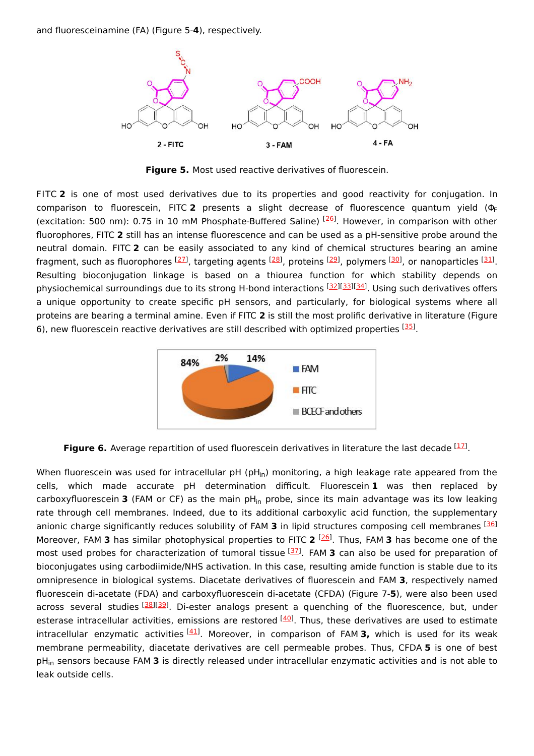and fluoresceinamine (FA) (Figure 5-**4**), respectively.

**Figure 5.** Most used reactive derivatives of fluorescein.

FITC **2** is one of most used derivatives due to its properties and good reactivity for conjugation. In comparison to fluorescein, FITC **2** presents a slight decrease of fluorescence quantum yield ($\Phi_F$ (excitation: 500 nm): 0.75 in 10 mM Phosphate-Buffered Saline) [26]. However, in comparison with other fluorophores, FITC **2** still has an intense fluorescence and can be used as a pH-sensitive probe around the neutral domain. FITC **2** can be easily associated to any kind of chemical structures bearing an amine fragment, such as fluorophores [27], targeting agents [28], proteins [29], polymers [30], or nanoparticles [31]. Resulting bioconjugation linkage is based on a thiourea function for which stability depends on physiochemical surroundings due to its strong H-bond interactions [32][33][34]. Using such derivatives offers a unique opportunity to create specific pH sensors, and particularly, for biological systems where all proteins are bearing a terminal amine. Even if FITC **2** is still the most prolific derivative in literature (Figure 6), new fluorescein reactive derivatives are still described with optimized properties [35].

**Figure 6.** Average repartition of used fluorescein derivatives in literature the last decade [17].

When fluorescein was used for intracellular pH ($pH_{in}$) monitoring, a high leakage rate appeared from the cells, which made accurate pH determination difficult. Fluorescein **1** was then replaced by carboxyfluorescein **3** (FAM or CF) as the main $pH_{in}$ probe, since its main advantage was its low leaking rate through cell membranes. Indeed, due to its additional carboxylic acid function, the supplementary anionic charge significantly reduces solubility of FAM **3** in lipid structures composing cell membranes [36] Moreover, FAM **3** has similar photophysical properties to FITC **2** [26]. Thus, FAM **3** has become one of the most used probes for characterization of tumoral tissue [37]. FAM **3** can also be used for preparation of bioconjugates using carbodiimide/NHS activation. In this case, resulting amide function is stable due to its omnipresence in biological systems. Diacetate derivatives of fluorescein and FAM **3**, respectively named fluorescein di-acetate (FDA) and carboxyfluorescein di-acetate (CFDA) (Figure 7-**5**), were also been used across several studies [38][39]. Di-ester analogs present a quenching of the fluorescence, but, under esterase intracellular activities, emissions are restored [40]. Thus, these derivatives are used to estimate intracellular enzymatic activities [41]. Moreover, in comparison of FAM **3,** which is used for its weak membrane permeability, diacetate derivatives are cell permeable probes. Thus, CFDA **5** is one of best $pH_{in}$ sensors because FAM **3** is directly released under intracellular enzymatic activities and is not able to leak outside cells.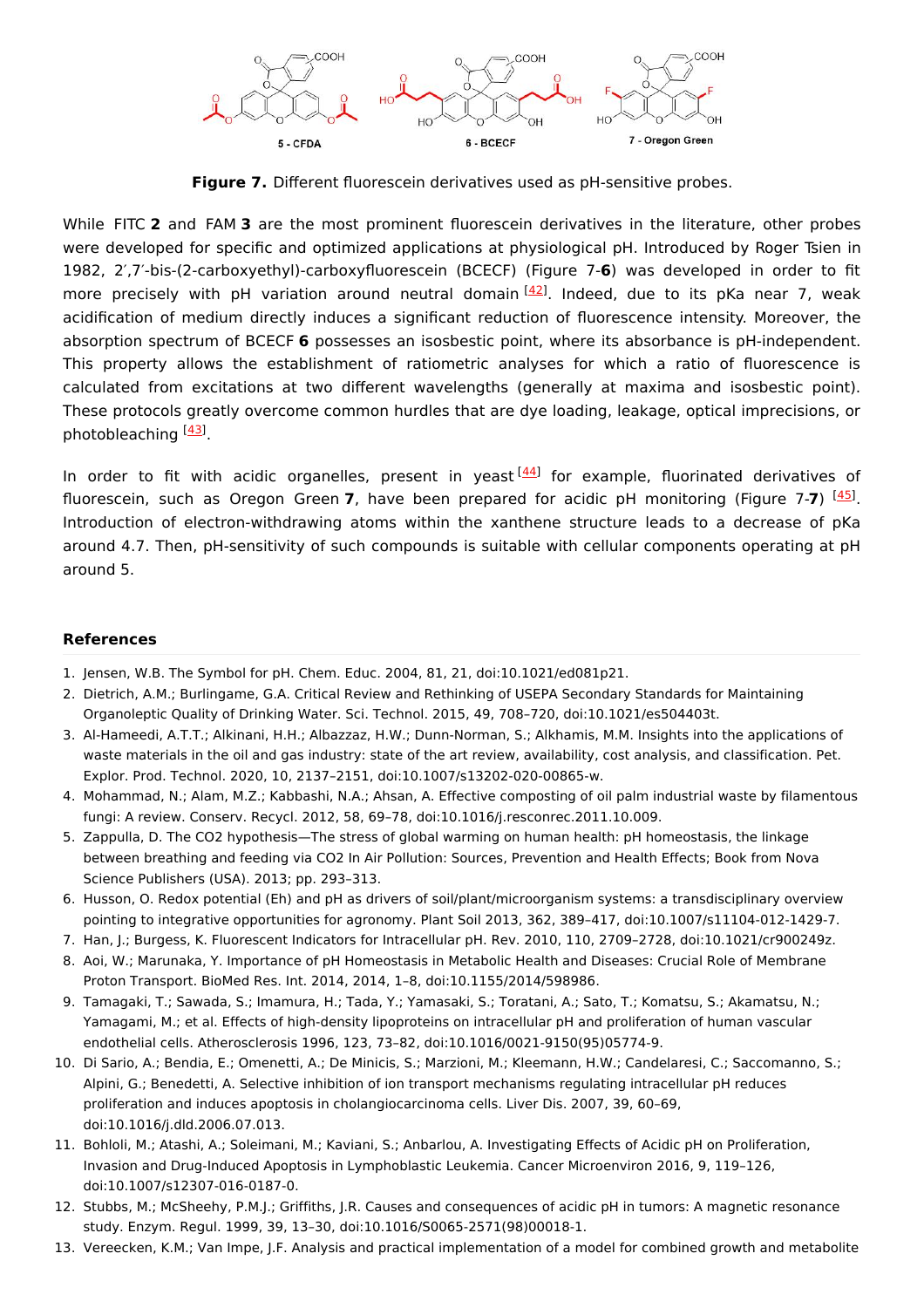**Figure 7.** Different fluorescein derivatives used as pH-sensitive probes.

While FITC **2** and FAM **3** are the most prominent fluorescein derivatives in the literature, other probes were developed for specific and optimized applications at physiological pH. Introduced by Roger Tsien in 1982, 2′,7′-bis-(2-carboxyethyl)-carboxyfluorescein (BCECF) (Figure 7-**6**) was developed in order to fit more precisely with pH variation around neutral domain [42]. Indeed, due to its pKa near 7, weak acidification of medium directly induces a significant reduction of fluorescence intensity. Moreover, the absorption spectrum of BCECF **6** possesses an isosbestic point, where its absorbance is pH-independent. This property allows the establishment of ratiometric analyses for which a ratio of fluorescence is calculated from excitations at two different wavelengths (generally at maxima and isosbestic point). These protocols greatly overcome common hurdles that are dye loading, leakage, optical imprecisions, or photobleaching [43].

In order to fit with acidic organelles, present in yeast [44] for example, fluorinated derivatives of fluorescein, such as Oregon Green **7**, have been prepared for acidic pH monitoring (Figure 7-**7**) [45]. Introduction of electron-withdrawing atoms within the xanthene structure leads to a decrease of pKa around 4.7. Then, pH-sensitivity of such compounds is suitable with cellular components operating at pH around 5.

## References

1. Jensen, W.B. The Symbol for pH. Chem. Educ. 2004, 81, 21, doi:10.1021/ed081p21.
2. Dietrich, A.M.; Burlingame, G.A. Critical Review and Rethinking of USEPA Secondary Standards for Maintaining Organoleptic Quality of Drinking Water. Sci. Technol. 2015, 49, 708–720, doi:10.1021/es504403t.
3. Al-Hameedi, A.T.T.; Alkinani, H.H.; Albazzaz, H.W.; Dunn-Norman, S.; Alkhamis, M.M. Insights into the applications of waste materials in the oil and gas industry: state of the art review, availability, cost analysis, and classification. Pet. Explor. Prod. Technol. 2020, 10, 2137–2151, doi:10.1007/s13202-020-00865-w.
4. Mohammad, N.; Alam, M.Z.; Kabbashi, N.A.; Ahsan, A. Effective composting of oil palm industrial waste by filamentous fungi: A review. Conserv. Recycl. 2012, 58, 69–78, doi:10.1016/j.resconrec.2011.10.009.
5. Zappulla, D. The CO2 hypothesis—The stress of global warming on human health: pH homeostasis, the linkage between breathing and feeding via CO2 In Air Pollution: Sources, Prevention and Health Effects; Book from Nova Science Publishers (USA). 2013; pp. 293–313.
6. Husson, O. Redox potential (Eh) and pH as drivers of soil/plant/microorganism systems: a transdisciplinary overview pointing to integrative opportunities for agronomy. Plant Soil 2013, 362, 389–417, doi:10.1007/s11104-012-1429-7.
7. Han, J.; Burgess, K. Fluorescent Indicators for Intracellular pH. Rev. 2010, 110, 2709–2728, doi:10.1021/cr900249z.
8. Aoi, W.; Marunaka, Y. Importance of pH Homeostasis in Metabolic Health and Diseases: Crucial Role of Membrane Proton Transport. BioMed Res. Int. 2014, 2014, 1–8, doi:10.1155/2014/598986.
9. Tamagaki, T.; Sawada, S.; Imamura, H.; Tada, Y.; Yamasaki, S.; Toratani, A.; Sato, T.; Komatsu, S.; Akamatsu, N.; Yamagami, M.; et al. Effects of high-density lipoproteins on intracellular pH and proliferation of human vascular endothelial cells. Atherosclerosis 1996, 123, 73–82, doi:10.1016/0021-9150(95)05774-9.
10. Di Sario, A.; Bendia, E.; Omenetti, A.; De Minicis, S.; Marzioni, M.; Kleemann, H.W.; Candelaresi, C.; Saccomanno, S.; Alpini, G.; Benedetti, A. Selective inhibition of ion transport mechanisms regulating intracellular pH reduces proliferation and induces apoptosis in cholangiocarcinoma cells. Liver Dis. 2007, 39, 60–69, doi:10.1016/j.dld.2006.07.013.
11. Bohloli, M.; Atashi, A.; Soleimani, M.; Kaviani, S.; Anbarlou, A. Investigating Effects of Acidic pH on Proliferation, Invasion and Drug-Induced Apoptosis in Lymphoblastic Leukemia. Cancer Microenviron 2016, 9, 119–126, doi:10.1007/s12307-016-0187-0.
12. Stubbs, M.; McSheehy, P.M.J.; Griffiths, J.R. Causes and consequences of acidic pH in tumors: A magnetic resonance study. Enzym. Regul. 1999, 39, 13–30, doi:10.1016/S0065-2571(98)00018-1.
13. Vereecken, K.M.; Van Impe, J.F. Analysis and practical implementation of a model for combined growth and metabolite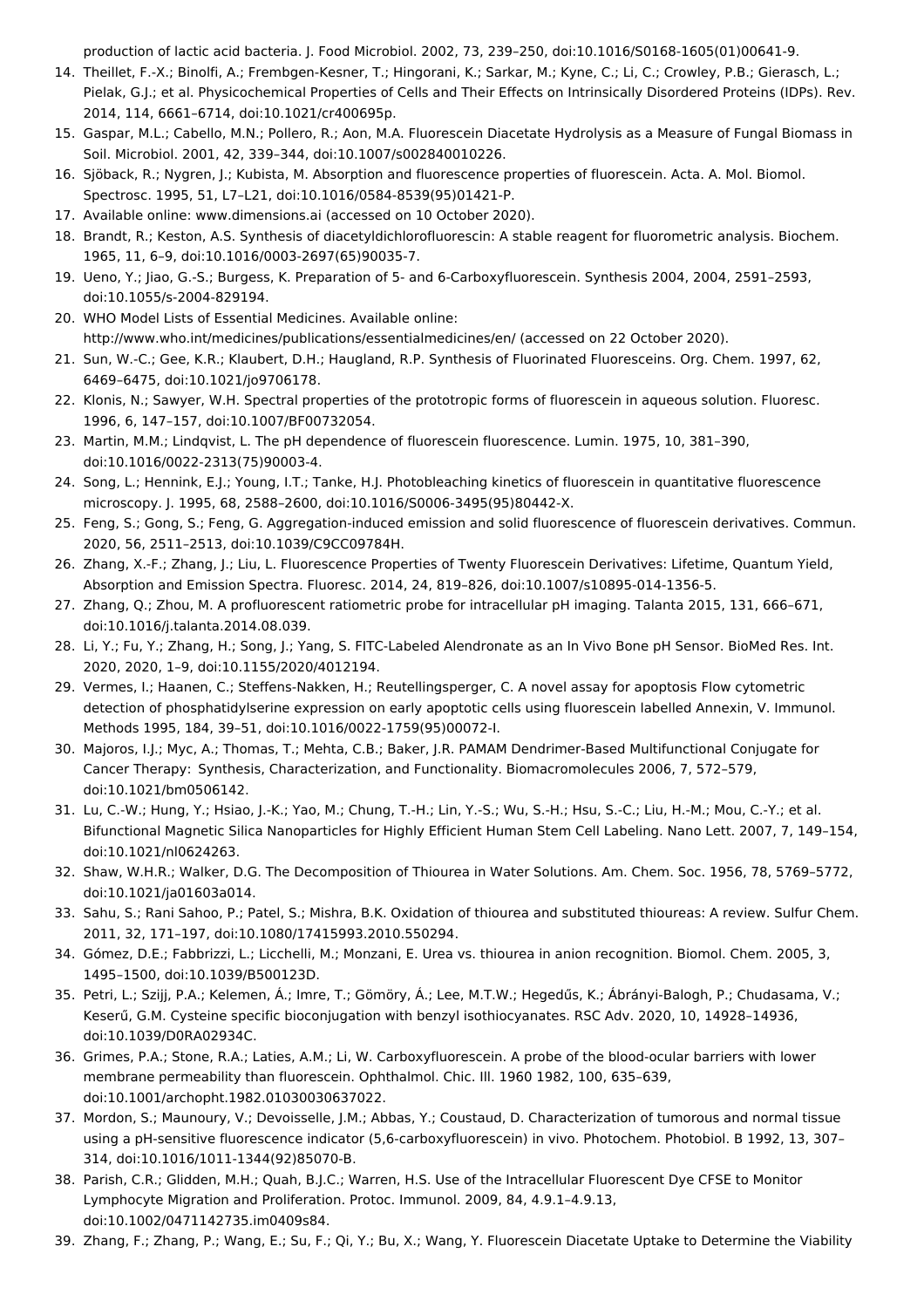production of lactic acid bacteria. J. Food Microbiol. 2002, 73, 239–250, doi:10.1016/S0168-1605(01)00641-9.

14. Theillet, F.-X.; Binolfi, A.; Frembgen-Kesner, T.; Hingorani, K.; Sarkar, M.; Kyne, C.; Li, C.; Crowley, P.B.; Gierasch, L.; Pielak, G.J.; et al. Physicochemical Properties of Cells and Their Effects on Intrinsically Disordered Proteins (IDPs). Rev. 2014, 114, 6661–6714, doi:10.1021/cr400695p.
15. Gaspar, M.L.; Cabello, M.N.; Pollero, R.; Aon, M.A. Fluorescein Diacetate Hydrolysis as a Measure of Fungal Biomass in Soil. Microbiol. 2001, 42, 339–344, doi:10.1007/s002840010226.
16. Sjöback, R.; Nygren, J.; Kubista, M. Absorption and fluorescence properties of fluorescein. Acta. A. Mol. Biomol. Spectrosc. 1995, 51, L7–L21, doi:10.1016/0584-8539(95)01421-P.
17. Available online: www.dimensions.ai (accessed on 10 October 2020).
18. Brandt, R.; Keston, A.S. Synthesis of diacetyldichlorofluorescin: A stable reagent for fluorometric analysis. Biochem. 1965, 11, 6–9, doi:10.1016/0003-2697(65)90035-7.
19. Ueno, Y.; Jiao, G.-S.; Burgess, K. Preparation of 5- and 6-Carboxyfluorescein. Synthesis 2004, 2004, 2591–2593, doi:10.1055/s-2004-829194.
20. WHO Model Lists of Essential Medicines. Available online: http://www.who.int/medicines/publications/essentialmedicines/en/ (accessed on 22 October 2020).
21. Sun, W.-C.; Gee, K.R.; Klaubert, D.H.; Haugland, R.P. Synthesis of Fluorinated Fluoresceins. Org. Chem. 1997, 62, 6469–6475, doi:10.1021/jo9706178.
22. Klonis, N.; Sawyer, W.H. Spectral properties of the prototropic forms of fluorescein in aqueous solution. Fluoresc. 1996, 6, 147–157, doi:10.1007/BF00732054.
23. Martin, M.M.; Lindqvist, L. The pH dependence of fluorescein fluorescence. Lumin. 1975, 10, 381–390, doi:10.1016/0022-2313(75)90003-4.
24. Song, L.; Hennink, E.J.; Young, I.T.; Tanke, H.J. Photobleaching kinetics of fluorescein in quantitative fluorescence microscopy. J. 1995, 68, 2588–2600, doi:10.1016/S0006-3495(95)80442-X.
25. Feng, S.; Gong, S.; Feng, G. Aggregation-induced emission and solid fluorescence of fluorescein derivatives. Commun. 2020, 56, 2511–2513, doi:10.1039/C9CC09784H.
26. Zhang, X.-F.; Zhang, J.; Liu, L. Fluorescence Properties of Twenty Fluorescein Derivatives: Lifetime, Quantum Yield, Absorption and Emission Spectra. Fluoresc. 2014, 24, 819–826, doi:10.1007/s10895-014-1356-5.
27. Zhang, Q.; Zhou, M. A profluorescent ratiometric probe for intracellular pH imaging. Talanta 2015, 131, 666–671, doi:10.1016/j.talanta.2014.08.039.
28. Li, Y.; Fu, Y.; Zhang, H.; Song, J.; Yang, S. FITC-Labeled Alendronate as an In Vivo Bone pH Sensor. BioMed Res. Int. 2020, 2020, 1–9, doi:10.1155/2020/4012194.
29. Vermes, I.; Haanen, C.; Steffens-Nakken, H.; Reutellingsperger, C. A novel assay for apoptosis Flow cytometric detection of phosphatidylserine expression on early apoptotic cells using fluorescein labelled Annexin, V. Immunol. Methods 1995, 184, 39–51, doi:10.1016/0022-1759(95)00072-I.
30. Majoros, I.J.; Myc, A.; Thomas, T.; Mehta, C.B.; Baker, J.R. PAMAM Dendrimer-Based Multifunctional Conjugate for Cancer Therapy: Synthesis, Characterization, and Functionality. Biomacromolecules 2006, 7, 572–579, doi:10.1021/bm0506142.
31. Lu, C.-W.; Hung, Y.; Hsiao, J.-K.; Yao, M.; Chung, T.-H.; Lin, Y.-S.; Wu, S.-H.; Hsu, S.-C.; Liu, H.-M.; Mou, C.-Y.; et al. Bifunctional Magnetic Silica Nanoparticles for Highly Efficient Human Stem Cell Labeling. Nano Lett. 2007, 7, 149–154, doi:10.1021/nl0624263.
32. Shaw, W.H.R.; Walker, D.G. The Decomposition of Thiourea in Water Solutions. Am. Chem. Soc. 1956, 78, 5769–5772, doi:10.1021/ja01603a014.
33. Sahu, S.; Rani Sahoo, P.; Patel, S.; Mishra, B.K. Oxidation of thiourea and substituted thioureas: A review. Sulfur Chem. 2011, 32, 171–197, doi:10.1080/17415993.2010.550294.
34. Gómez, D.E.; Fabbrizzi, L.; Licchelli, M.; Monzani, E. Urea vs. thiourea in anion recognition. Biomol. Chem. 2005, 3, 1495–1500, doi:10.1039/B500123D.
35. Petri, L.; Szijj, P.A.; Kelemen, Á.; Imre, T.; Gömöry, Á.; Lee, M.T.W.; Hegedűs, K.; Ábrányi-Balogh, P.; Chudasama, V.; Keserű, G.M. Cysteine specific bioconjugation with benzyl isothiocyanates. RSC Adv. 2020, 10, 14928–14936, doi:10.1039/D0RA02934C.
36. Grimes, P.A.; Stone, R.A.; Laties, A.M.; Li, W. Carboxyfluorescein. A probe of the blood-ocular barriers with lower membrane permeability than fluorescein. Ophthalmol. Chic. Ill. 1960 1982, 100, 635–639, doi:10.1001/archopht.1982.01030030637022.
37. Mordon, S.; Maunoury, V.; Devoisselle, J.M.; Abbas, Y.; Coustaud, D. Characterization of tumorous and normal tissue using a pH-sensitive fluorescence indicator (5,6-carboxyfluorescein) in vivo. Photochem. Photobiol. B 1992, 13, 307–314, doi:10.1016/1011-1344(92)85070-B.
38. Parish, C.R.; Glidden, M.H.; Quah, B.J.C.; Warren, H.S. Use of the Intracellular Fluorescent Dye CFSE to Monitor Lymphocyte Migration and Proliferation. Protoc. Immunol. 2009, 84, 4.9.1–4.9.13, doi:10.1002/0471142735.im0409s84.
39. Zhang, F.; Zhang, P.; Wang, E.; Su, F.; Qi, Y.; Bu, X.; Wang, Y. Fluorescein Diacetate Uptake to Determine the Viability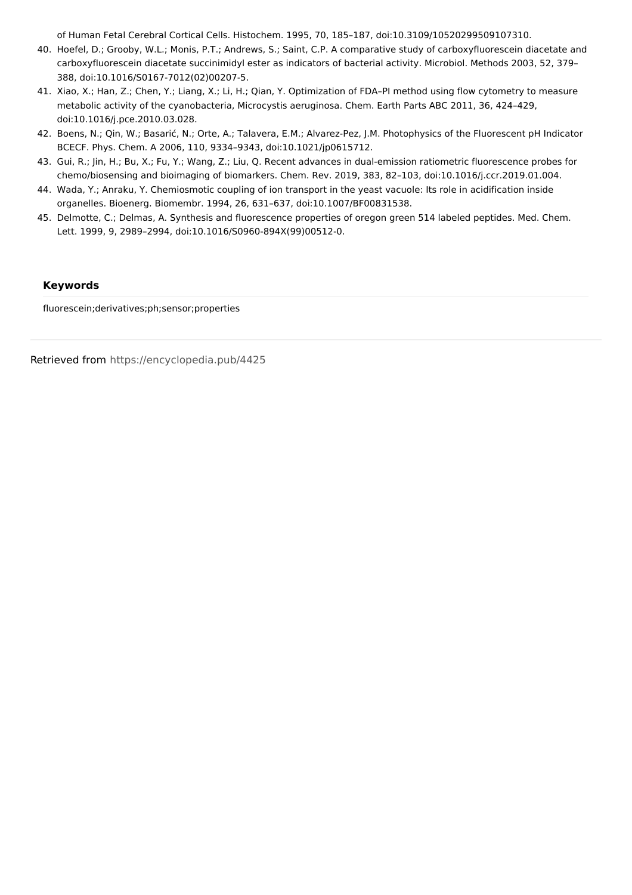of Human Fetal Cerebral Cortical Cells. Histochem. 1995, 70, 185–187, doi:10.3109/10520299509107310.

40. Hoefel, D.; Grooby, W.L.; Monis, P.T.; Andrews, S.; Saint, C.P. A comparative study of carboxyfluorescein diacetate and carboxyfluorescein diacetate succinimidyl ester as indicators of bacterial activity. Microbiol. Methods 2003, 52, 379–388, doi:10.1016/S0167-7012(02)00207-5.
41. Xiao, X.; Han, Z.; Chen, Y.; Liang, X.; Li, H.; Qian, Y. Optimization of FDA–PI method using flow cytometry to measure metabolic activity of the cyanobacteria, Microcystis aeruginosa. Chem. Earth Parts ABC 2011, 36, 424–429, doi:10.1016/j.pce.2010.03.028.
42. Boens, N.; Qin, W.; Basarić, N.; Orte, A.; Talavera, E.M.; Alvarez-Pez, J.M. Photophysics of the Fluorescent pH Indicator BCECF. Phys. Chem. A 2006, 110, 9334–9343, doi:10.1021/jp0615712.
43. Gui, R.; Jin, H.; Bu, X.; Fu, Y.; Wang, Z.; Liu, Q. Recent advances in dual-emission ratiometric fluorescence probes for chemo/biosensing and bioimaging of biomarkers. Chem. Rev. 2019, 383, 82–103, doi:10.1016/j.ccr.2019.01.004.
44. Wada, Y.; Anraku, Y. Chemiosmotic coupling of ion transport in the yeast vacuole: Its role in acidification inside organelles. Bioenerg. Biomembr. 1994, 26, 631–637, doi:10.1007/BF00831538.
45. Delmotte, C.; Delmas, A. Synthesis and fluorescence properties of oregon green 514 labeled peptides. Med. Chem. Lett. 1999, 9, 2989–2994, doi:10.1016/S0960-894X(99)00512-0.

### Keywords

fluorescein;derivatives;ph;sensor;properties

Retrieved from https://encyclopedia.pub/4425